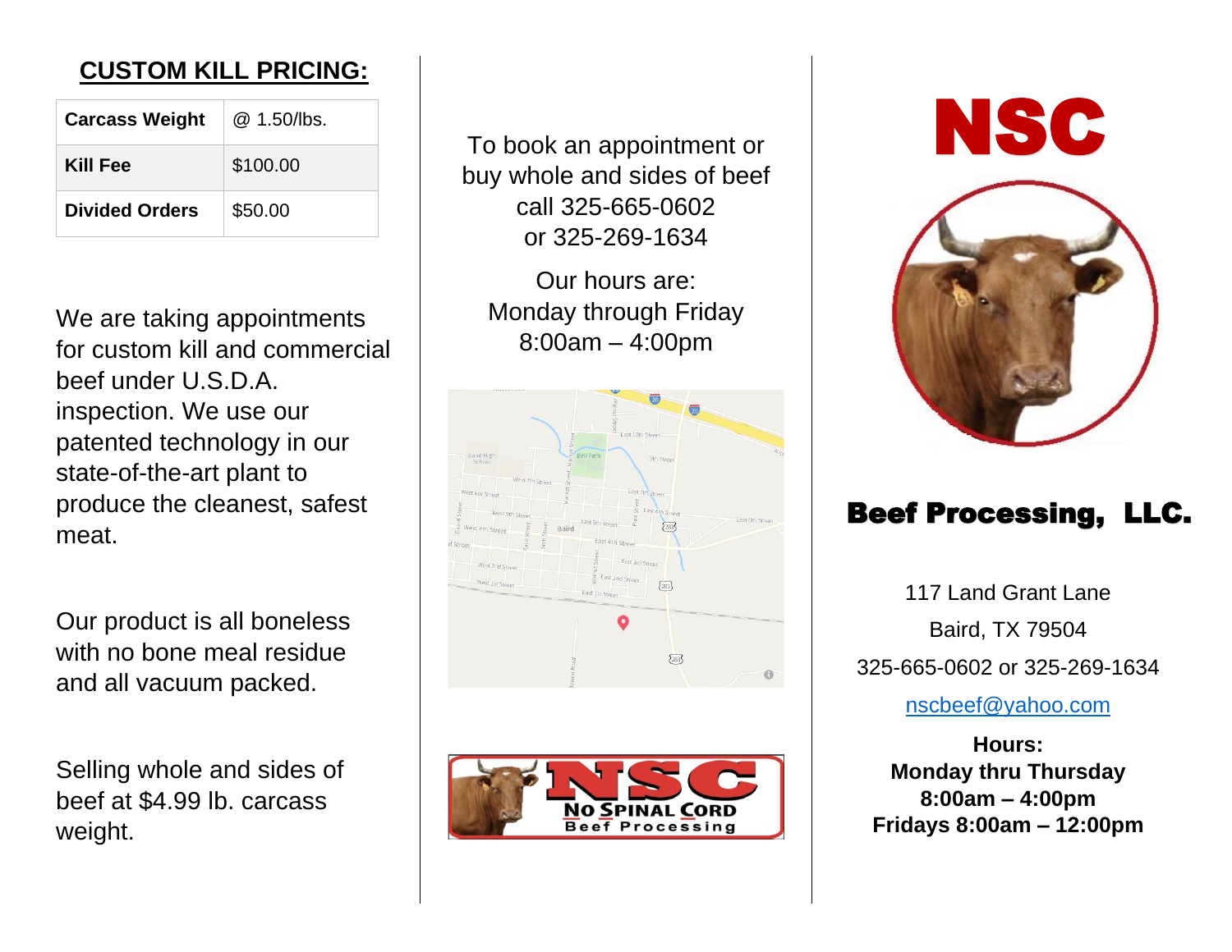## CUSTOM KILL PRICING:

| Carcass Weight | @ 1.50/lbs. |
| --- | --- |
| Kill Fee | $100.00 |
| Divided Orders | $50.00 |

We are taking appointments for custom kill and commercial beef under U.S.D.A. inspection. We use our patented technology in our state-of-the-art plant to produce the cleanest, safest meat.

Our product is all boneless with no bone meal residue and all vacuum packed.

Selling whole and sides of beef at $4.99 lb. carcass weight.

To book an appointment or buy whole and sides of beef call 325-665-0602 or 325-269-1634

Our hours are:
Monday through Friday
8:00am – 4:00pm

NO SPINAL CORD Beef Processing

# NSC

## Beef Processing, LLC.

117 Land Grant Lane

Baird, TX 79504

325-665-0602 or 325-269-1634

nscbeef@yahoo.com

**Hours:**
**Monday thru Thursday**
**8:00am – 4:00pm**
**Fridays 8:00am – 12:00pm**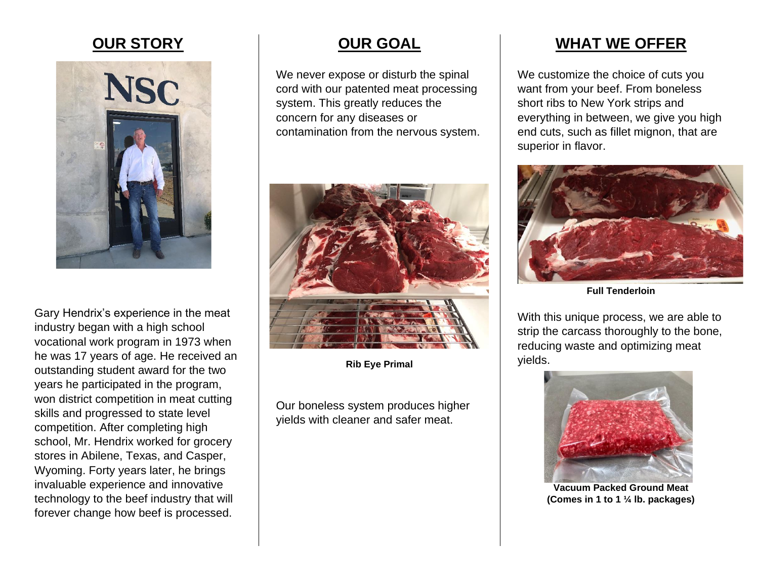## OUR STORY

Gary Hendrix's experience in the meat industry began with a high school vocational work program in 1973 when he was 17 years of age. He received an outstanding student award for the two years he participated in the program, won district competition in meat cutting skills and progressed to state level competition. After completing high school, Mr. Hendrix worked for grocery stores in Abilene, Texas, and Casper, Wyoming. Forty years later, he brings invaluable experience and innovative technology to the beef industry that will forever change how beef is processed.

## OUR GOAL

We never expose or disturb the spinal cord with our patented meat processing system. This greatly reduces the concern for any diseases or contamination from the nervous system.

**Rib Eye Primal**

Our boneless system produces higher yields with cleaner and safer meat.

## WHAT WE OFFER

We customize the choice of cuts you want from your beef. From boneless short ribs to New York strips and everything in between, we give you high end cuts, such as fillet mignon, that are superior in flavor.

**Full Tenderloin**

With this unique process, we are able to strip the carcass thoroughly to the bone, reducing waste and optimizing meat yields.

**Vacuum Packed Ground Meat**
**(Comes in 1 to 1 ¼ lb. packages)**